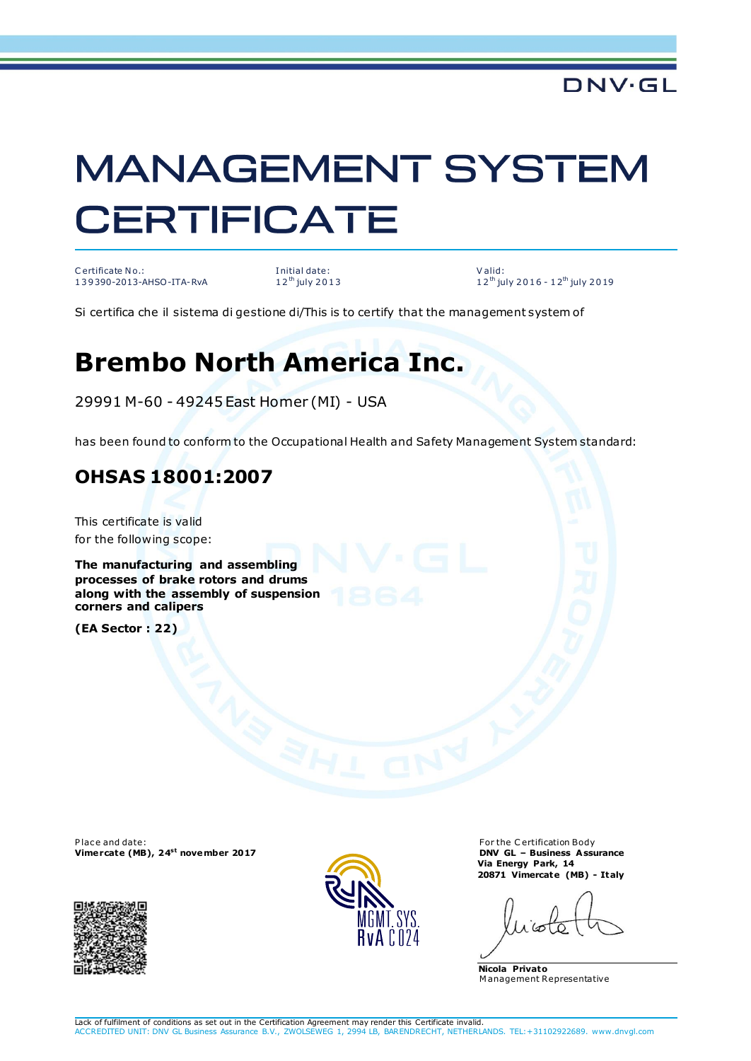DNV·GL

# MANAGEMENT SYSTEM CERTIFICATE

| Certificate No.: | Initial date: | Valid: |
|---|---|---|
| 139390-2013-AHSO-ITA-RvA | 12th july 2013 | 12th july 2016 - 12th july 2019 |

Si certifica che il sistema di gestione di/This is to certify that the management system of

## Brembo North America Inc.

29991 M-60 - 49245 East Homer (MI) - USA

has been found to conform to the Occupational Health and Safety Management System standard:

## OHSAS 18001:2007

This certificate is valid for the following scope:

**The manufacturing and assembling processes of brake rotors and drums along with the assembly of suspension corners and calipers**

**(EA Sector : 22)**

Place and date:
**Vimercate (MB), 24st november 2017**

For the Certification Body
**DNV GL – Business Assurance**
**Via Energy Park, 14**
**20871 Vimercate (MB) - Italy**

MGMT. SYS. RvA C024

**Nicola Privato**
Management Representative

Lack of fulfilment of conditions as set out in the Certification Agreement may render this Certificate invalid.
ACCREDITED UNIT: DNV GL Business Assurance B.V., ZWOLSEWEG 1, 2994 LB, BARENDRECHT, NETHERLANDS. TEL:+31102922689. www.dnvgl.com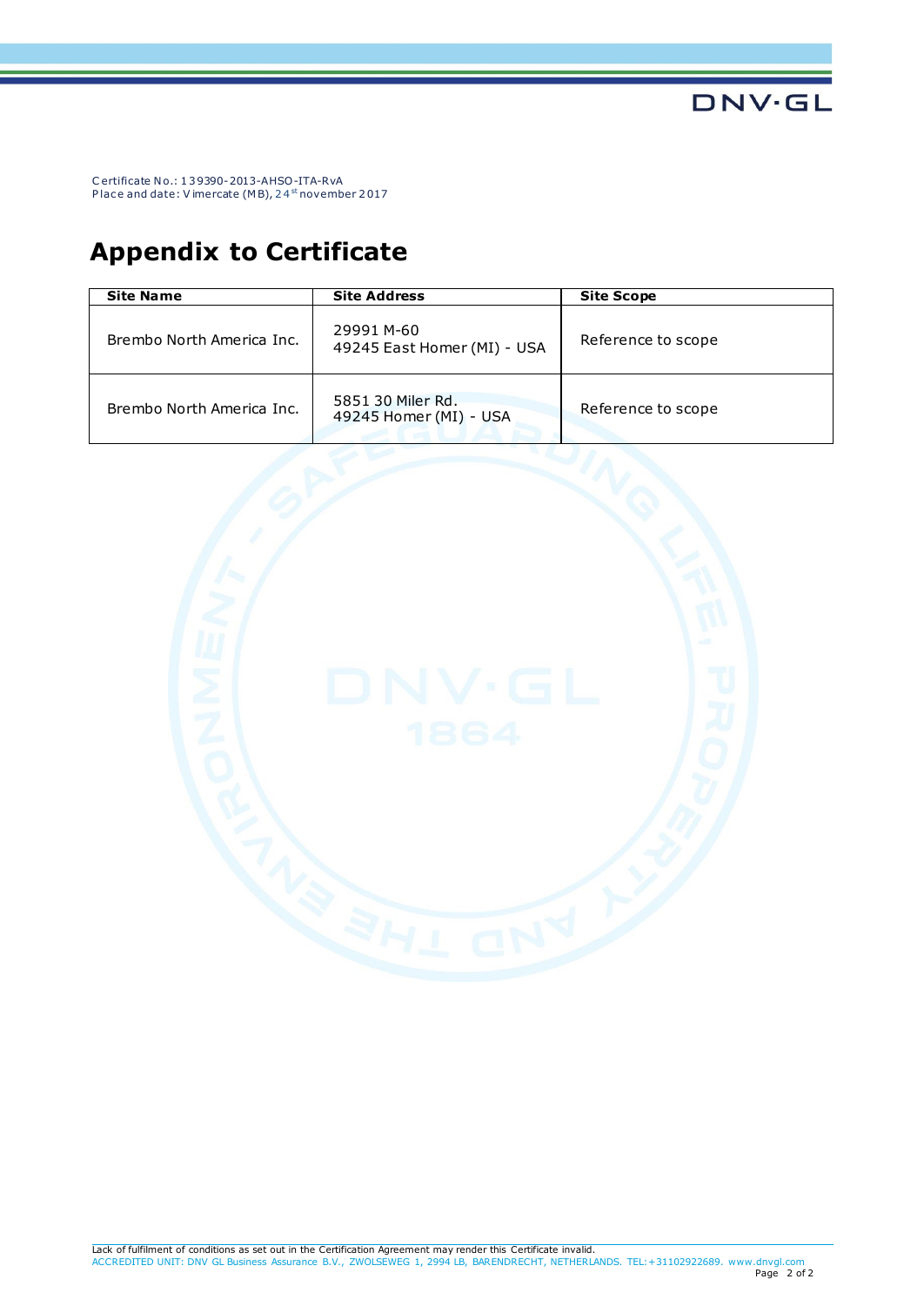Certificate No.: 139390-2013-AHSO-ITA-RvA
Place and date: Vimercate (MB), 24[st] november 2017

# Appendix to Certificate

| Site Name | Site Address | Site Scope |
|---|---|---|
| Brembo North America Inc. | 29991 M-60<br>49245 East Homer (MI) - USA | Reference to scope |
| Brembo North America Inc. | 5851 30 Miler Rd.<br>49245 Homer (MI) - USA | Reference to scope |

Lack of fulfilment of conditions as set out in the Certification Agreement may render this Certificate invalid.
ACCREDITED UNIT: DNV GL Business Assurance B.V., ZWOLSEWEG 1, 2994 LB, BARENDRECHT, NETHERLANDS. TEL:+31102922689. www.dnvgl.com